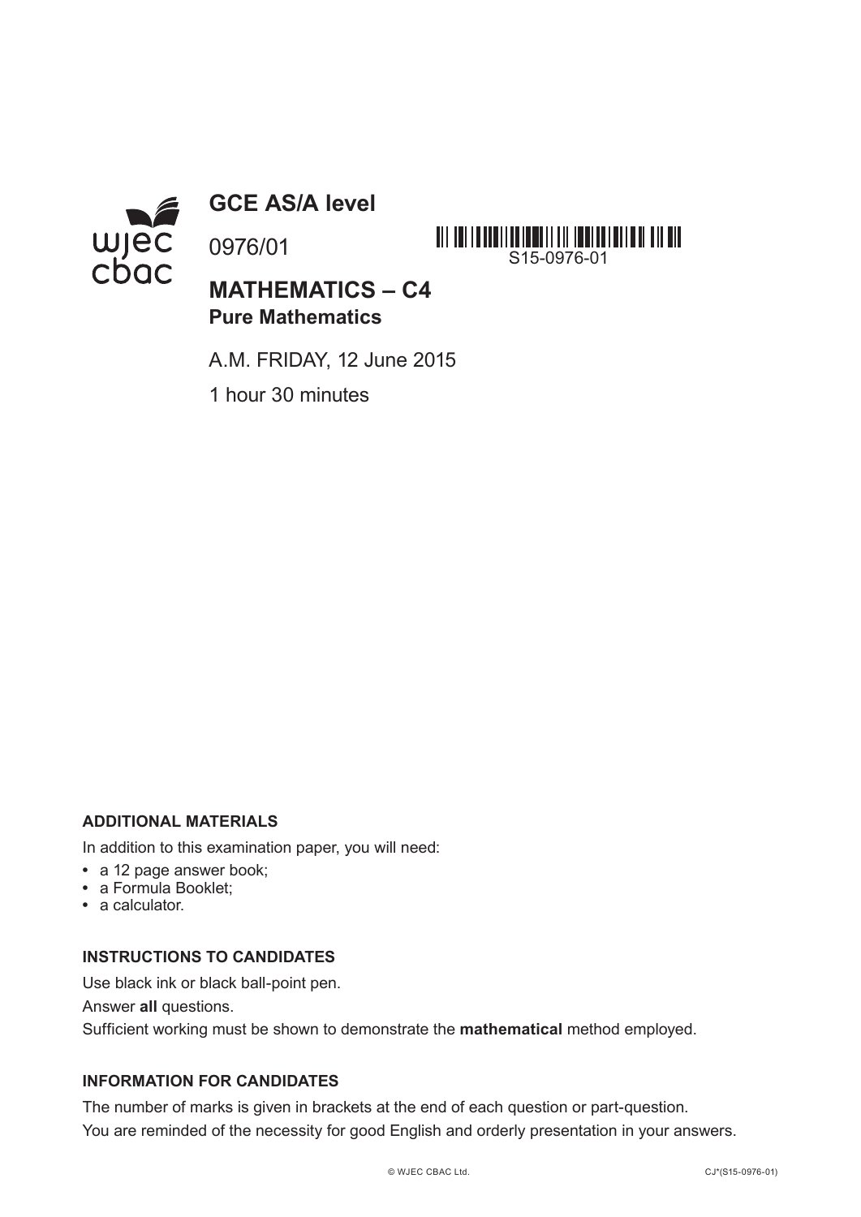# GCE AS/A level

0976/01

S15-0976-01

## MATHEMATICS – C4
**Pure Mathematics**

A.M. FRIDAY, 12 June 2015

1 hour 30 minutes

### ADDITIONAL MATERIALS

In addition to this examination paper, you will need:

- a 12 page answer book;
- a Formula Booklet;
- a calculator.

### INSTRUCTIONS TO CANDIDATES

Use black ink or black ball-point pen.

Answer **all** questions.

Sufficient working must be shown to demonstrate the **mathematical** method employed.

### INFORMATION FOR CANDIDATES

The number of marks is given in brackets at the end of each question or part-question.

You are reminded of the necessity for good English and orderly presentation in your answers.

© WJEC CBAC Ltd.

CJ*(S15-0976-01)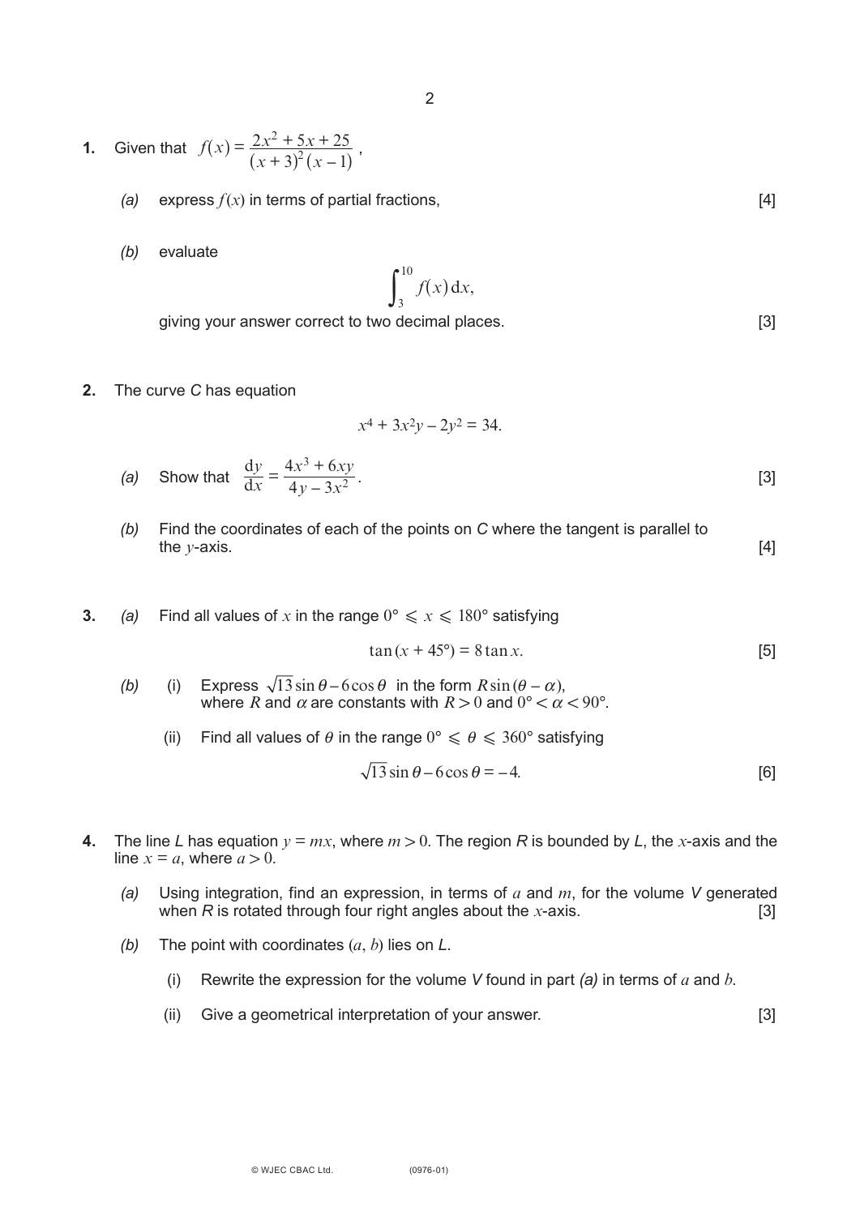**1.** Given that $f(x) = \dfrac{2x^2 + 5x + 25}{(x+3)^2(x-1)}$,

*(a)* express $f(x)$ in terms of partial fractions, [4]

*(b)* evaluate

$$\int_3^{10} f(x)\,\mathrm{d}x,$$

giving your answer correct to two decimal places. [3]

**2.** The curve *C* has equation

$$x^4 + 3x^2y - 2y^2 = 34.$$

*(a)* Show that $\dfrac{\mathrm{d}y}{\mathrm{d}x} = \dfrac{4x^3 + 6xy}{4y - 3x^2}$. [3]

*(b)* Find the coordinates of each of the points on *C* where the tangent is parallel to the $y$-axis. [4]

**3.** *(a)* Find all values of $x$ in the range $0° \leqslant x \leqslant 180°$ satisfying

$$\tan(x + 45°) = 8\tan x.$$ [5]

*(b)* (i) Express $\sqrt{13}\sin\theta - 6\cos\theta$ in the form $R\sin(\theta - \alpha)$, where $R$ and $\alpha$ are constants with $R > 0$ and $0° < \alpha < 90°$.

(ii) Find all values of $\theta$ in the range $0° \leqslant \theta \leqslant 360°$ satisfying

$$\sqrt{13}\sin\theta - 6\cos\theta = -4.$$ [6]

**4.** The line *L* has equation $y = mx$, where $m > 0$. The region *R* is bounded by *L*, the $x$-axis and the line $x = a$, where $a > 0$.

*(a)* Using integration, find an expression, in terms of $a$ and $m$, for the volume *V* generated when *R* is rotated through four right angles about the $x$-axis. [3]

*(b)* The point with coordinates $(a, b)$ lies on *L*.

(i) Rewrite the expression for the volume *V* found in part *(a)* in terms of $a$ and $b$.

(ii) Give a geometrical interpretation of your answer. [3]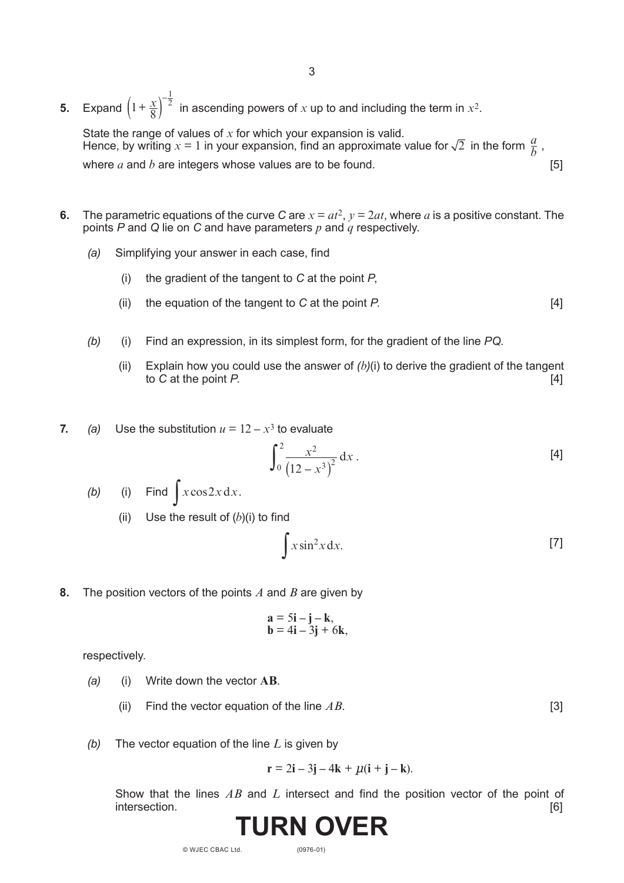**5.** Expand $\left(1+\frac{x}{8}\right)^{-\frac{1}{2}}$ in ascending powers of $x$ up to and including the term in $x^2$.

State the range of values of $x$ for which your expansion is valid.
Hence, by writing $x = 1$ in your expansion, find an approximate value for $\sqrt{2}$ in the form $\frac{a}{b}$, where $a$ and $b$ are integers whose values are to be found. [5]

**6.** The parametric equations of the curve *C* are $x = at^2$, $y = 2at$, where $a$ is a positive constant. The points *P* and *Q* lie on *C* and have parameters $p$ and $q$ respectively.

*(a)* Simplifying your answer in each case, find

(i) the gradient of the tangent to *C* at the point *P*,

(ii) the equation of the tangent to *C* at the point *P*. [4]

*(b)* (i) Find an expression, in its simplest form, for the gradient of the line *PQ*.

(ii) Explain how you could use the answer of *(b)*(i) to derive the gradient of the tangent to *C* at the point *P*. [4]

**7.** *(a)* Use the substitution $u = 12 - x^3$ to evaluate

$$\int_0^2 \frac{x^2}{\left(12 - x^3\right)^2}\,\mathrm{d}x\,. \qquad [4]$$

*(b)* (i) Find $\int x\cos 2x\,\mathrm{d}x$.

(ii) Use the result of (*b*)(i) to find

$$\int x\sin^2 x\,\mathrm{d}x. \qquad [7]$$

**8.** The position vectors of the points $A$ and $B$ are given by

$$\mathbf{a} = 5\mathbf{i} - \mathbf{j} - \mathbf{k},$$
$$\mathbf{b} = 4\mathbf{i} - 3\mathbf{j} + 6\mathbf{k},$$

respectively.

*(a)* (i) Write down the vector $\mathbf{AB}$.

(ii) Find the vector equation of the line $AB$. [3]

*(b)* The vector equation of the line $L$ is given by

$$\mathbf{r} = 2\mathbf{i} - 3\mathbf{j} - 4\mathbf{k} + \mu(\mathbf{i} + \mathbf{j} - \mathbf{k}).$$

Show that the lines $AB$ and $L$ intersect and find the position vector of the point of intersection. [6]

**TURN OVER**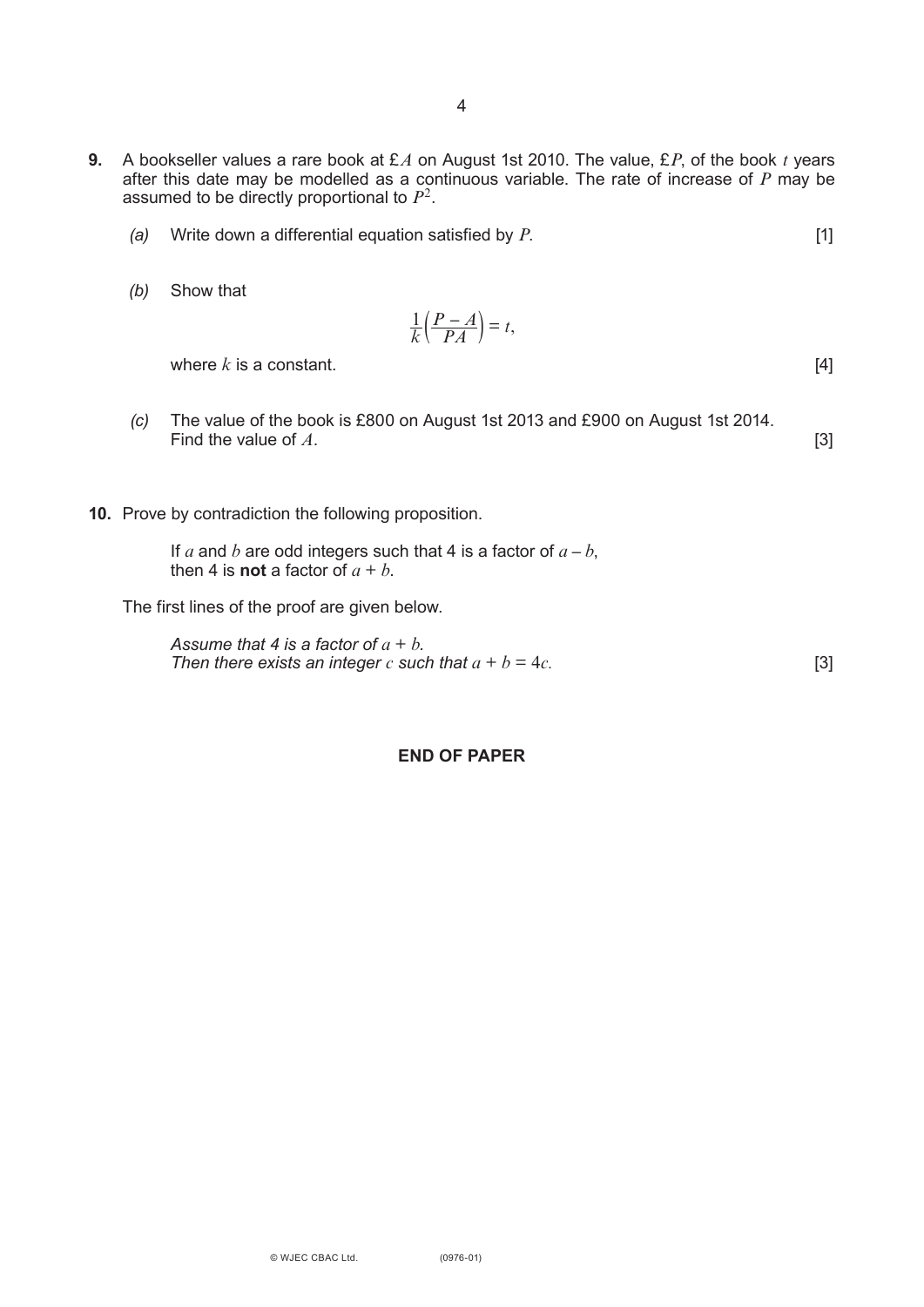**9.** A bookseller values a rare book at £$A$ on August 1st 2010. The value, £$P$, of the book $t$ years after this date may be modelled as a continuous variable. The rate of increase of $P$ may be assumed to be directly proportional to $P^2$.

*(a)* Write down a differential equation satisfied by $P$. [1]

*(b)* Show that

$$\frac{1}{k}\left(\frac{P-A}{PA}\right) = t,$$

where $k$ is a constant. [4]

*(c)* The value of the book is £800 on August 1st 2013 and £900 on August 1st 2014. Find the value of $A$. [3]

**10.** Prove by contradiction the following proposition.

If $a$ and $b$ are odd integers such that 4 is a factor of $a - b$, then 4 is **not** a factor of $a + b$.

The first lines of the proof are given below.

*Assume that 4 is a factor of $a + b$.*
*Then there exists an integer $c$ such that $a + b = 4c$.* [3]

**END OF PAPER**